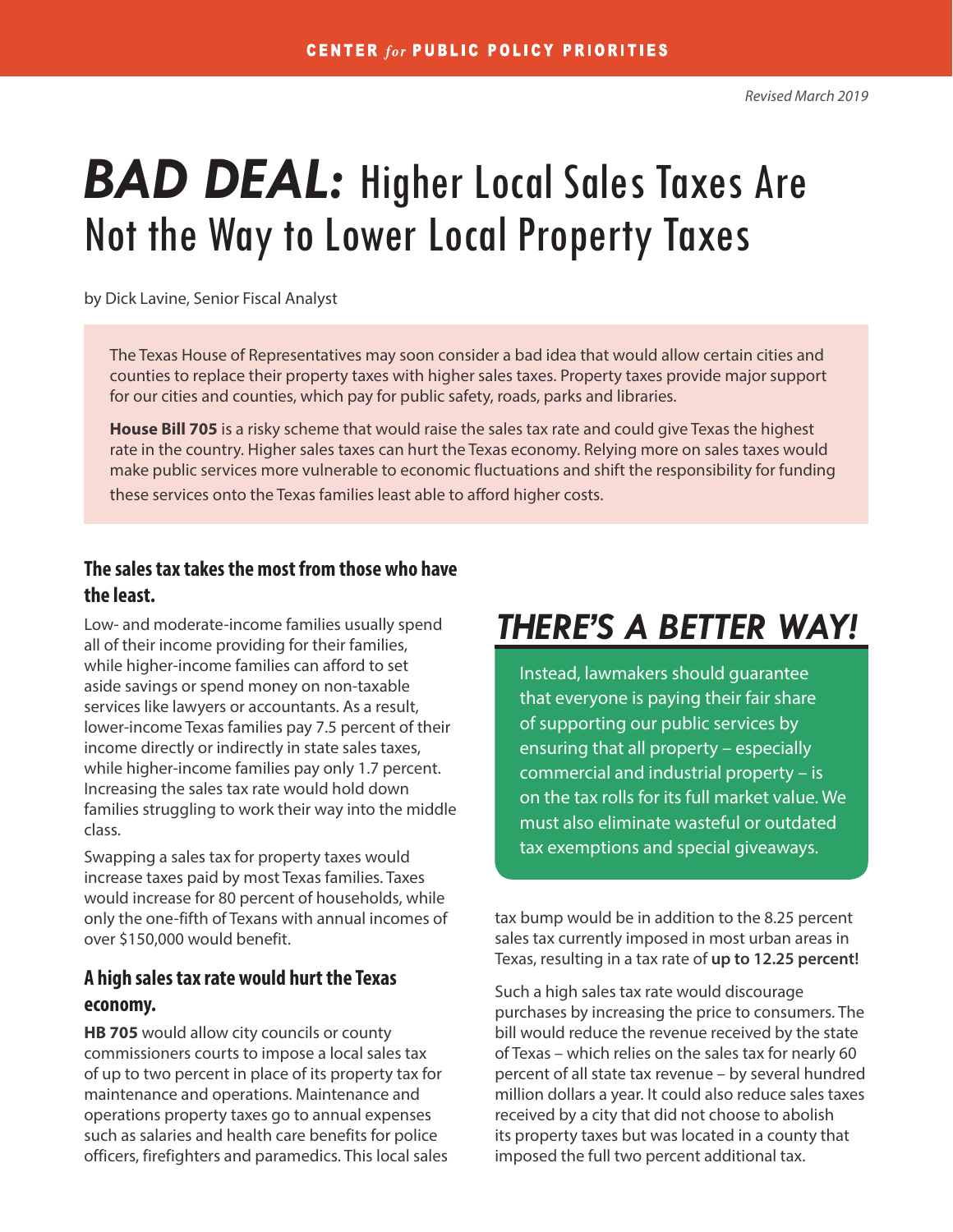CENTER *for* PUBLIC POLICY PRIORITIES

*Revised March 2019*

# ***BAD DEAL:*** Higher Local Sales Taxes Are Not the Way to Lower Local Property Taxes

by Dick Lavine, Senior Fiscal Analyst

The Texas House of Representatives may soon consider a bad idea that would allow certain cities and counties to replace their property taxes with higher sales taxes. Property taxes provide major support for our cities and counties, which pay for public safety, roads, parks and libraries.

**House Bill 705** is a risky scheme that would raise the sales tax rate and could give Texas the highest rate in the country. Higher sales taxes can hurt the Texas economy. Relying more on sales taxes would make public services more vulnerable to economic fluctuations and shift the responsibility for funding these services onto the Texas families least able to afford higher costs.

## The sales tax takes the most from those who have the least.

Low- and moderate-income families usually spend all of their income providing for their families, while higher-income families can afford to set aside savings or spend money on non-taxable services like lawyers or accountants. As a result, lower-income Texas families pay 7.5 percent of their income directly or indirectly in state sales taxes, while higher-income families pay only 1.7 percent. Increasing the sales tax rate would hold down families struggling to work their way into the middle class.

Swapping a sales tax for property taxes would increase taxes paid by most Texas families. Taxes would increase for 80 percent of households, while only the one-fifth of Texans with annual incomes of over $150,000 would benefit.

## A high sales tax rate would hurt the Texas economy.

**HB 705** would allow city councils or county commissioners courts to impose a local sales tax of up to two percent in place of its property tax for maintenance and operations. Maintenance and operations property taxes go to annual expenses such as salaries and health care benefits for police officers, firefighters and paramedics. This local sales tax bump would be in addition to the 8.25 percent sales tax currently imposed in most urban areas in Texas, resulting in a tax rate of **up to 12.25 percent!**

Such a high sales tax rate would discourage purchases by increasing the price to consumers. The bill would reduce the revenue received by the state of Texas – which relies on the sales tax for nearly 60 percent of all state tax revenue – by several hundred million dollars a year. It could also reduce sales taxes received by a city that did not choose to abolish its property taxes but was located in a county that imposed the full two percent additional tax.

## ***THERE'S A BETTER WAY!***

Instead, lawmakers should guarantee that everyone is paying their fair share of supporting our public services by ensuring that all property – especially commercial and industrial property – is on the tax rolls for its full market value. We must also eliminate wasteful or outdated tax exemptions and special giveaways.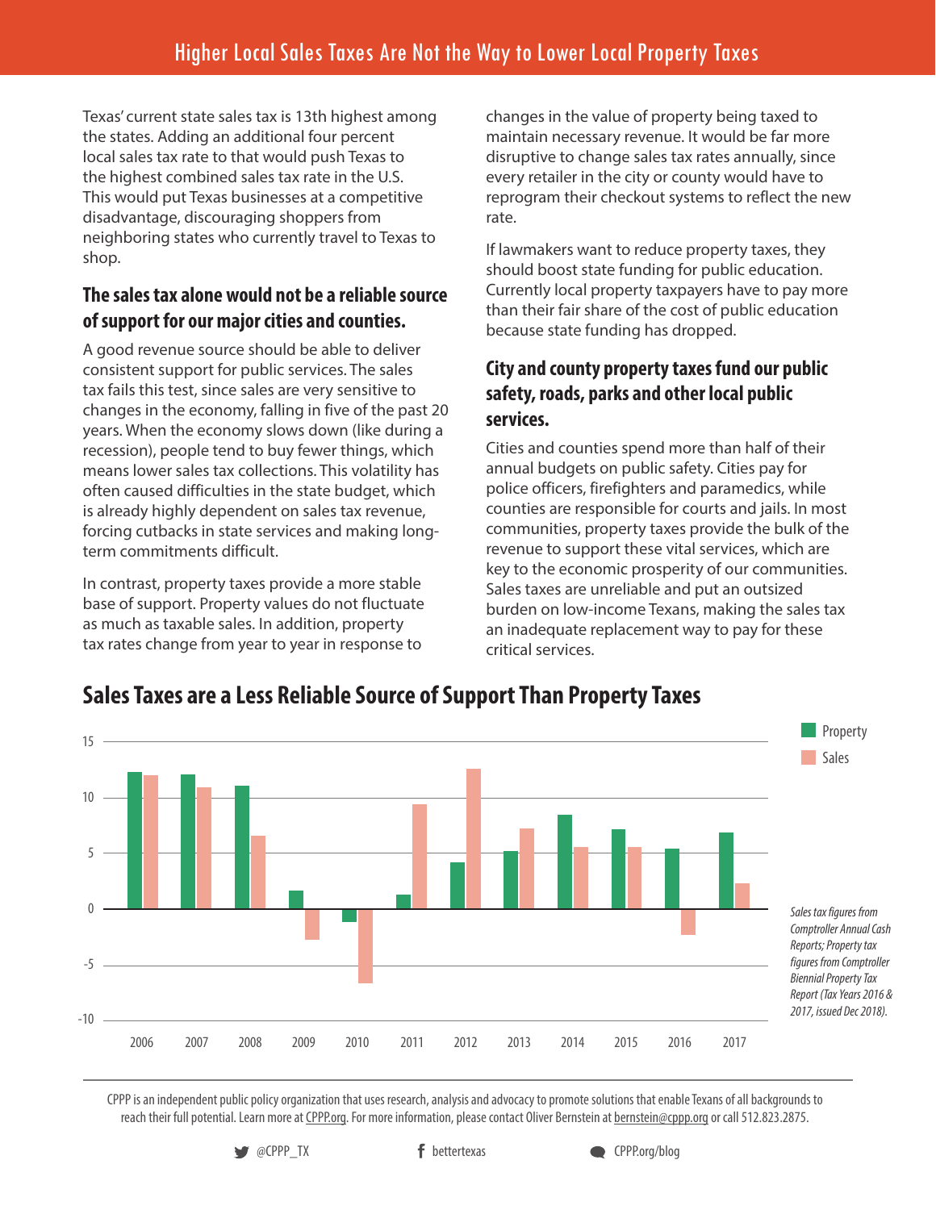# Higher Local Sales Taxes Are Not the Way to Lower Local Property Taxes

Texas' current state sales tax is 13th highest among the states. Adding an additional four percent local sales tax rate to that would push Texas to the highest combined sales tax rate in the U.S. This would put Texas businesses at a competitive disadvantage, discouraging shoppers from neighboring states who currently travel to Texas to shop.

## The sales tax alone would not be a reliable source of support for our major cities and counties.

A good revenue source should be able to deliver consistent support for public services. The sales tax fails this test, since sales are very sensitive to changes in the economy, falling in five of the past 20 years. When the economy slows down (like during a recession), people tend to buy fewer things, which means lower sales tax collections. This volatility has often caused difficulties in the state budget, which is already highly dependent on sales tax revenue, forcing cutbacks in state services and making long-term commitments difficult.

In contrast, property taxes provide a more stable base of support. Property values do not fluctuate as much as taxable sales. In addition, property tax rates change from year to year in response to changes in the value of property being taxed to maintain necessary revenue. It would be far more disruptive to change sales tax rates annually, since every retailer in the city or county would have to reprogram their checkout systems to reflect the new rate.

If lawmakers want to reduce property taxes, they should boost state funding for public education. Currently local property taxpayers have to pay more than their fair share of the cost of public education because state funding has dropped.

## City and county property taxes fund our public safety, roads, parks and other local public services.

Cities and counties spend more than half of their annual budgets on public safety. Cities pay for police officers, firefighters and paramedics, while counties are responsible for courts and jails. In most communities, property taxes provide the bulk of the revenue to support these vital services, which are key to the economic prosperity of our communities. Sales taxes are unreliable and put an outsized burden on low-income Texans, making the sales tax an inadequate replacement way to pay for these critical services.

## Sales Taxes are a Less Reliable Source of Support Than Property Taxes

Property
Sales

15
10
5
0
-5
-10

2006 2007 2008 2009 2010 2011 2012 2013 2014 2015 2016 2017

*Sales tax figures from Comptroller Annual Cash Reports; Property tax figures from Comptroller Biennial Property Tax Report (Tax Years 2016 & 2017, issued Dec 2018).*

CPPP is an independent public policy organization that uses research, analysis and advocacy to promote solutions that enable Texans of all backgrounds to reach their full potential. Learn more at CPPP.org. For more information, please contact Oliver Bernstein at bernstein@cppp.org or call 512.823.2875.

@CPPP_TX bettertexas CPPP.org/blog